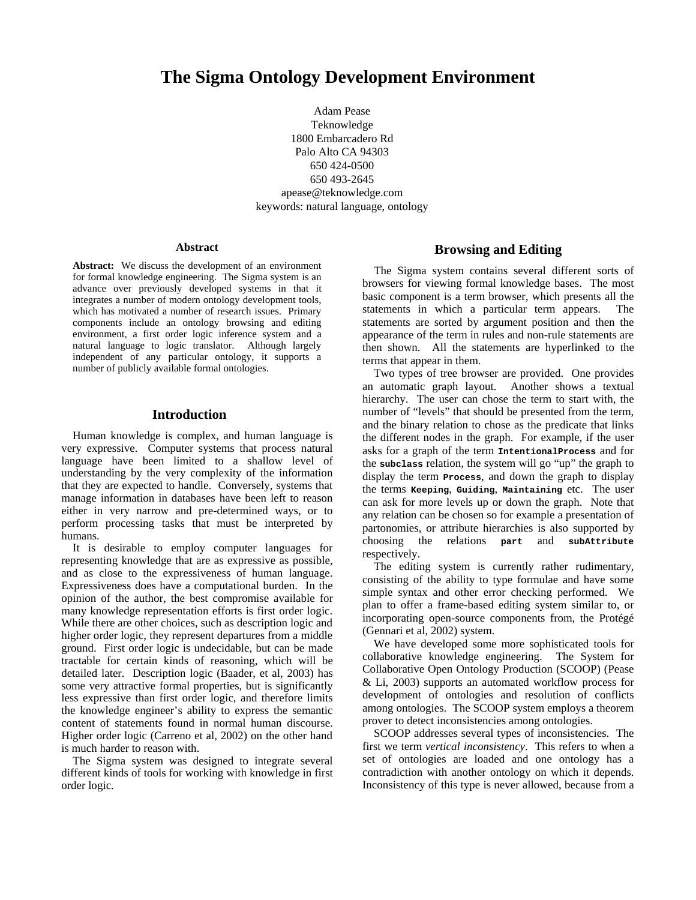# The Sigma Ontology Development Environment

Adam Pease
Teknowledge
1800 Embarcadero Rd
Palo Alto CA 94303
650 424-0500
650 493-2645
apease@teknowledge.com
keywords: natural language, ontology

### Abstract

**Abstract:** We discuss the development of an environment for formal knowledge engineering. The Sigma system is an advance over previously developed systems in that it integrates a number of modern ontology development tools, which has motivated a number of research issues. Primary components include an ontology browsing and editing environment, a first order logic inference system and a natural language to logic translator. Although largely independent of any particular ontology, it supports a number of publicly available formal ontologies.

## Introduction

Human knowledge is complex, and human language is very expressive. Computer systems that process natural language have been limited to a shallow level of understanding by the very complexity of the information that they are expected to handle. Conversely, systems that manage information in databases have been left to reason either in very narrow and pre-determined ways, or to perform processing tasks that must be interpreted by humans.

It is desirable to employ computer languages for representing knowledge that are as expressive as possible, and as close to the expressiveness of human language. Expressiveness does have a computational burden. In the opinion of the author, the best compromise available for many knowledge representation efforts is first order logic. While there are other choices, such as description logic and higher order logic, they represent departures from a middle ground. First order logic is undecidable, but can be made tractable for certain kinds of reasoning, which will be detailed later. Description logic (Baader, et al, 2003) has some very attractive formal properties, but is significantly less expressive than first order logic, and therefore limits the knowledge engineer's ability to express the semantic content of statements found in normal human discourse. Higher order logic (Carreno et al, 2002) on the other hand is much harder to reason with.

The Sigma system was designed to integrate several different kinds of tools for working with knowledge in first order logic.

## Browsing and Editing

The Sigma system contains several different sorts of browsers for viewing formal knowledge bases. The most basic component is a term browser, which presents all the statements in which a particular term appears. The statements are sorted by argument position and then the appearance of the term in rules and non-rule statements are then shown. All the statements are hyperlinked to the terms that appear in them.

Two types of tree browser are provided. One provides an automatic graph layout. Another shows a textual hierarchy. The user can chose the term to start with, the number of "levels" that should be presented from the term, and the binary relation to chose as the predicate that links the different nodes in the graph. For example, if the user asks for a graph of the term `IntentionalProcess` and for the `subclass` relation, the system will go "up" the graph to display the term `Process`, and down the graph to display the terms `Keeping`, `Guiding`, `Maintaining` etc. The user can ask for more levels up or down the graph. Note that any relation can be chosen so for example a presentation of partonomies, or attribute hierarchies is also supported by choosing the relations `part` and `subAttribute` respectively.

The editing system is currently rather rudimentary, consisting of the ability to type formulae and have some simple syntax and other error checking performed. We plan to offer a frame-based editing system similar to, or incorporating open-source components from, the Protégé (Gennari et al, 2002) system.

We have developed some more sophisticated tools for collaborative knowledge engineering. The System for Collaborative Open Ontology Production (SCOOP) (Pease & Li, 2003) supports an automated workflow process for development of ontologies and resolution of conflicts among ontologies. The SCOOP system employs a theorem prover to detect inconsistencies among ontologies.

SCOOP addresses several types of inconsistencies. The first we term *vertical inconsistency*. This refers to when a set of ontologies are loaded and one ontology has a contradiction with another ontology on which it depends. Inconsistency of this type is never allowed, because from a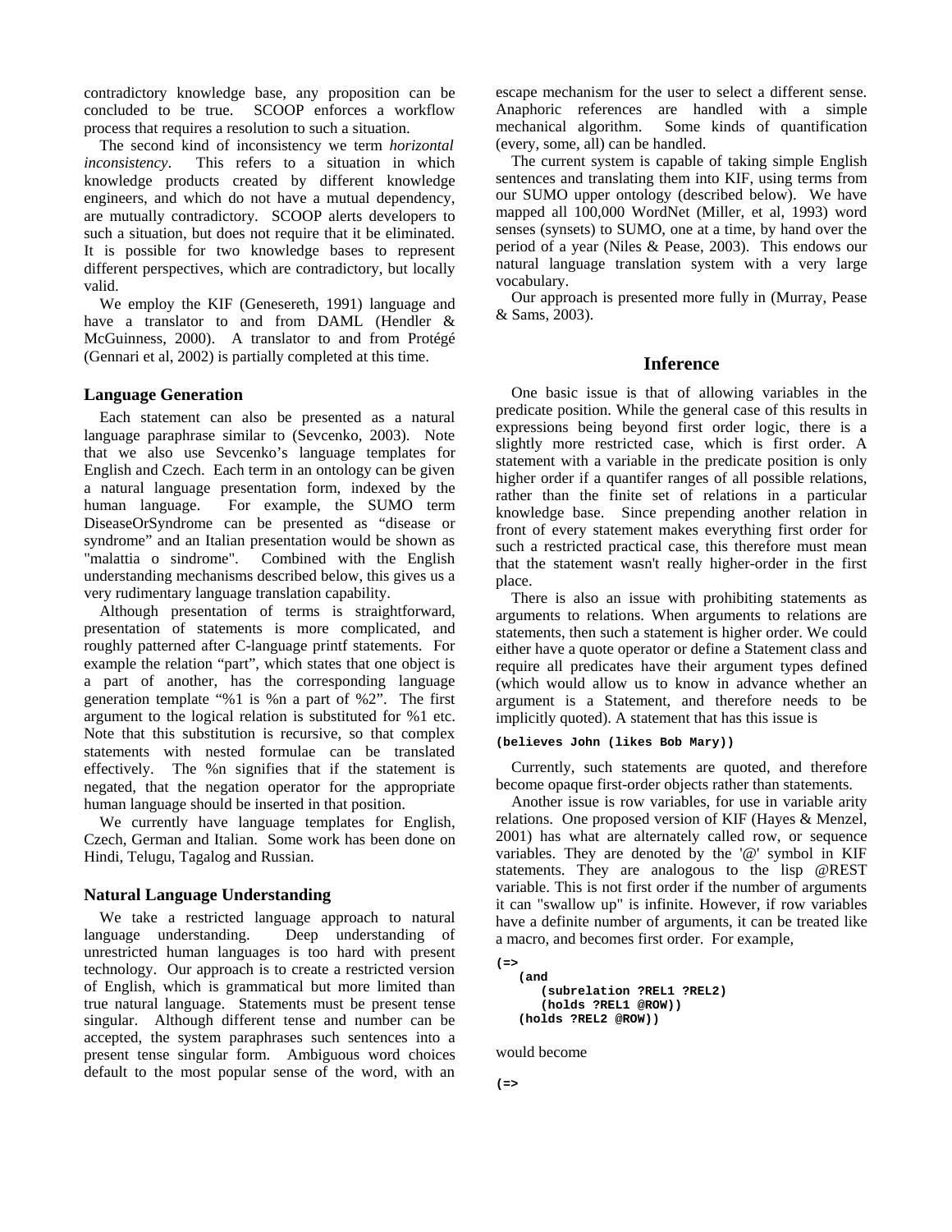contradictory knowledge base, any proposition can be concluded to be true. SCOOP enforces a workflow process that requires a resolution to such a situation.

The second kind of inconsistency we term *horizontal inconsistency*. This refers to a situation in which knowledge products created by different knowledge engineers, and which do not have a mutual dependency, are mutually contradictory. SCOOP alerts developers to such a situation, but does not require that it be eliminated. It is possible for two knowledge bases to represent different perspectives, which are contradictory, but locally valid.

We employ the KIF (Genesereth, 1991) language and have a translator to and from DAML (Hendler & McGuinness, 2000). A translator to and from Protégé (Gennari et al, 2002) is partially completed at this time.

### Language Generation

Each statement can also be presented as a natural language paraphrase similar to (Sevcenko, 2003). Note that we also use Sevcenko's language templates for English and Czech. Each term in an ontology can be given a natural language presentation form, indexed by the human language. For example, the SUMO term DiseaseOrSyndrome can be presented as "disease or syndrome" and an Italian presentation would be shown as "malattia o sindrome". Combined with the English understanding mechanisms described below, this gives us a very rudimentary language translation capability.

Although presentation of terms is straightforward, presentation of statements is more complicated, and roughly patterned after C-language printf statements. For example the relation "part", which states that one object is a part of another, has the corresponding language generation template "%1 is %n a part of %2". The first argument to the logical relation is substituted for %1 etc. Note that this substitution is recursive, so that complex statements with nested formulae can be translated effectively. The %n signifies that if the statement is negated, that the negation operator for the appropriate human language should be inserted in that position.

We currently have language templates for English, Czech, German and Italian. Some work has been done on Hindi, Telugu, Tagalog and Russian.

### Natural Language Understanding

We take a restricted language approach to natural language understanding. Deep understanding of unrestricted human languages is too hard with present technology. Our approach is to create a restricted version of English, which is grammatical but more limited than true natural language. Statements must be present tense singular. Although different tense and number can be accepted, the system paraphrases such sentences into a present tense singular form. Ambiguous word choices default to the most popular sense of the word, with an escape mechanism for the user to select a different sense. Anaphoric references are handled with a simple mechanical algorithm. Some kinds of quantification (every, some, all) can be handled.

The current system is capable of taking simple English sentences and translating them into KIF, using terms from our SUMO upper ontology (described below). We have mapped all 100,000 WordNet (Miller, et al, 1993) word senses (synsets) to SUMO, one at a time, by hand over the period of a year (Niles & Pease, 2003). This endows our natural language translation system with a very large vocabulary.

Our approach is presented more fully in (Murray, Pease & Sams, 2003).

## Inference

One basic issue is that of allowing variables in the predicate position. While the general case of this results in expressions being beyond first order logic, there is a slightly more restricted case, which is first order. A statement with a variable in the predicate position is only higher order if a quantifer ranges of all possible relations, rather than the finite set of relations in a particular knowledge base. Since prepending another relation in front of every statement makes everything first order for such a restricted practical case, this therefore must mean that the statement wasn't really higher-order in the first place.

There is also an issue with prohibiting statements as arguments to relations. When arguments to relations are statements, then such a statement is higher order. We could either have a quote operator or define a Statement class and require all predicates have their argument types defined (which would allow us to know in advance whether an argument is a Statement, and therefore needs to be implicitly quoted). A statement that has this issue is

```
(believes John (likes Bob Mary))
```

Currently, such statements are quoted, and therefore become opaque first-order objects rather than statements.

Another issue is row variables, for use in variable arity relations. One proposed version of KIF (Hayes & Menzel, 2001) has what are alternately called row, or sequence variables. They are denoted by the '@' symbol in KIF statements. They are analogous to the lisp @REST variable. This is not first order if the number of arguments it can "swallow up" is infinite. However, if row variables have a definite number of arguments, it can be treated like a macro, and becomes first order. For example,

```
(=>
   (and
      (subrelation ?REL1 ?REL2)
      (holds ?REL1 @ROW))
   (holds ?REL2 @ROW))
```

would become

```
(=>
```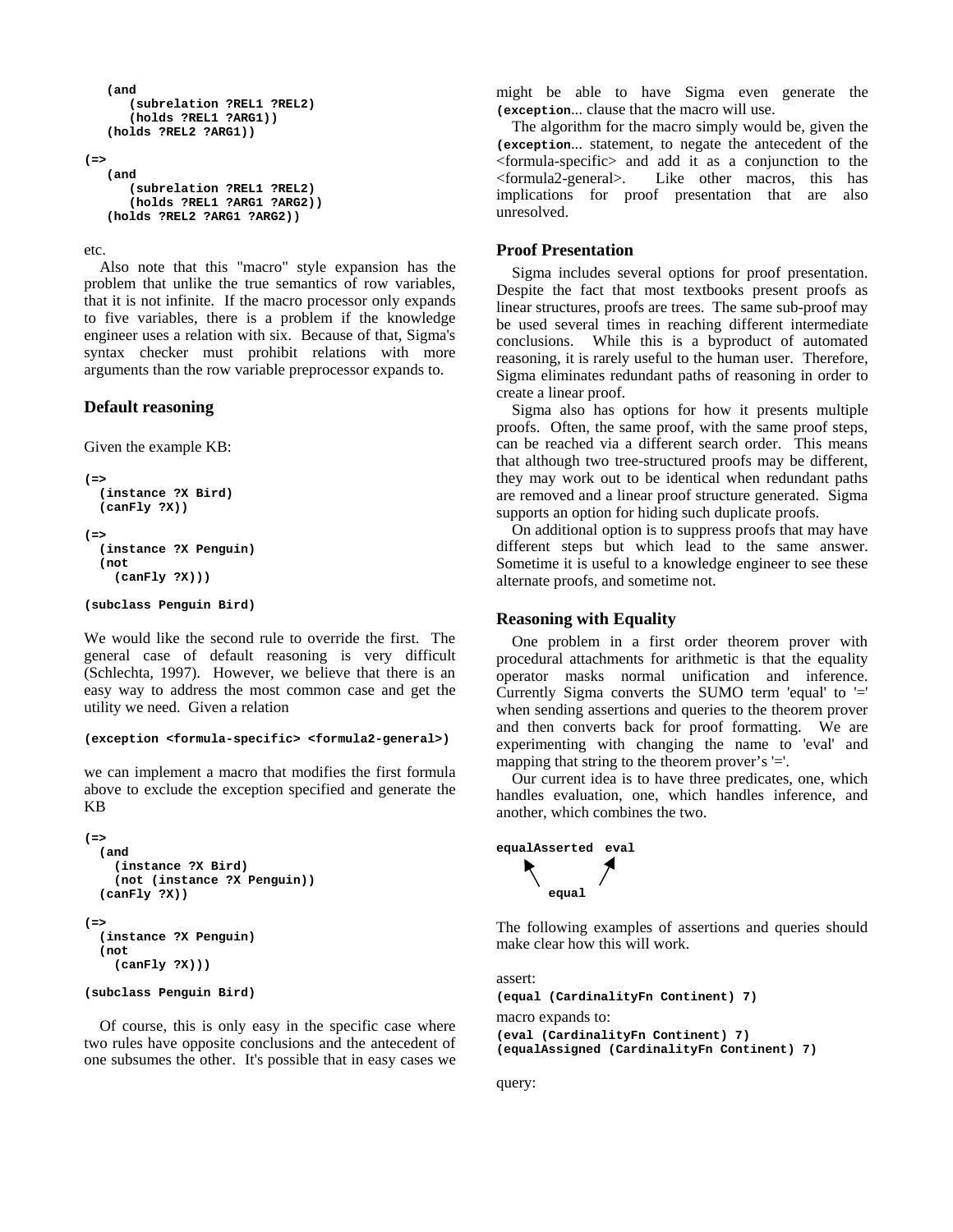```
   (and
      (subrelation ?REL1 ?REL2)
      (holds ?REL1 ?ARG1))
   (holds ?REL2 ?ARG1))

(=>
   (and
      (subrelation ?REL1 ?REL2)
      (holds ?REL1 ?ARG1 ?ARG2))
   (holds ?REL2 ?ARG1 ?ARG2))
```

etc.

Also note that this "macro" style expansion has the problem that unlike the true semantics of row variables, that it is not infinite. If the macro processor only expands to five variables, there is a problem if the knowledge engineer uses a relation with six. Because of that, Sigma's syntax checker must prohibit relations with more arguments than the row variable preprocessor expands to.

### Default reasoning

Given the example KB:

```
(=>
  (instance ?X Bird)
  (canFly ?X))

(=>
  (instance ?X Penguin)
  (not
    (canFly ?X)))

(subclass Penguin Bird)
```

We would like the second rule to override the first. The general case of default reasoning is very difficult (Schlechta, 1997). However, we believe that there is an easy way to address the most common case and get the utility we need. Given a relation

```
(exception <formula-specific> <formula2-general>)
```

we can implement a macro that modifies the first formula above to exclude the exception specified and generate the KB

```
(=>
  (and
    (instance ?X Bird)
    (not (instance ?X Penguin))
  (canFly ?X))

(=>
  (instance ?X Penguin)
  (not
    (canFly ?X)))

(subclass Penguin Bird)
```

Of course, this is only easy in the specific case where two rules have opposite conclusions and the antecedent of one subsumes the other. It's possible that in easy cases we might be able to have Sigma even generate the **(exception**... clause that the macro will use.

The algorithm for the macro simply would be, given the **(exception**... statement, to negate the antecedent of the <formula-specific> and add it as a conjunction to the <formula2-general>. Like other macros, this has implications for proof presentation that are also unresolved.

### Proof Presentation

Sigma includes several options for proof presentation. Despite the fact that most textbooks present proofs as linear structures, proofs are trees. The same sub-proof may be used several times in reaching different intermediate conclusions. While this is a byproduct of automated reasoning, it is rarely useful to the human user. Therefore, Sigma eliminates redundant paths of reasoning in order to create a linear proof.

Sigma also has options for how it presents multiple proofs. Often, the same proof, with the same proof steps, can be reached via a different search order. This means that although two tree-structured proofs may be different, they may work out to be identical when redundant paths are removed and a linear proof structure generated. Sigma supports an option for hiding such duplicate proofs.

On additional option is to suppress proofs that may have different steps but which lead to the same answer. Sometime it is useful to a knowledge engineer to see these alternate proofs, and sometime not.

### Reasoning with Equality

One problem in a first order theorem prover with procedural attachments for arithmetic is that the equality operator masks normal unification and inference. Currently Sigma converts the SUMO term 'equal' to '=' when sending assertions and queries to the theorem prover and then converts back for proof formatting. We are experimenting with changing the name to 'eval' and mapping that string to the theorem prover's '='.

Our current idea is to have three predicates, one, which handles evaluation, one, which handles inference, and another, which combines the two.

```
equalAsserted  eval
      ↖       ↗
        equal
```

The following examples of assertions and queries should make clear how this will work.

assert:

```
(equal (CardinalityFn Continent) 7)
```

macro expands to:

```
(eval (CardinalityFn Continent) 7)
(equalAssigned (CardinalityFn Continent) 7)
```

query: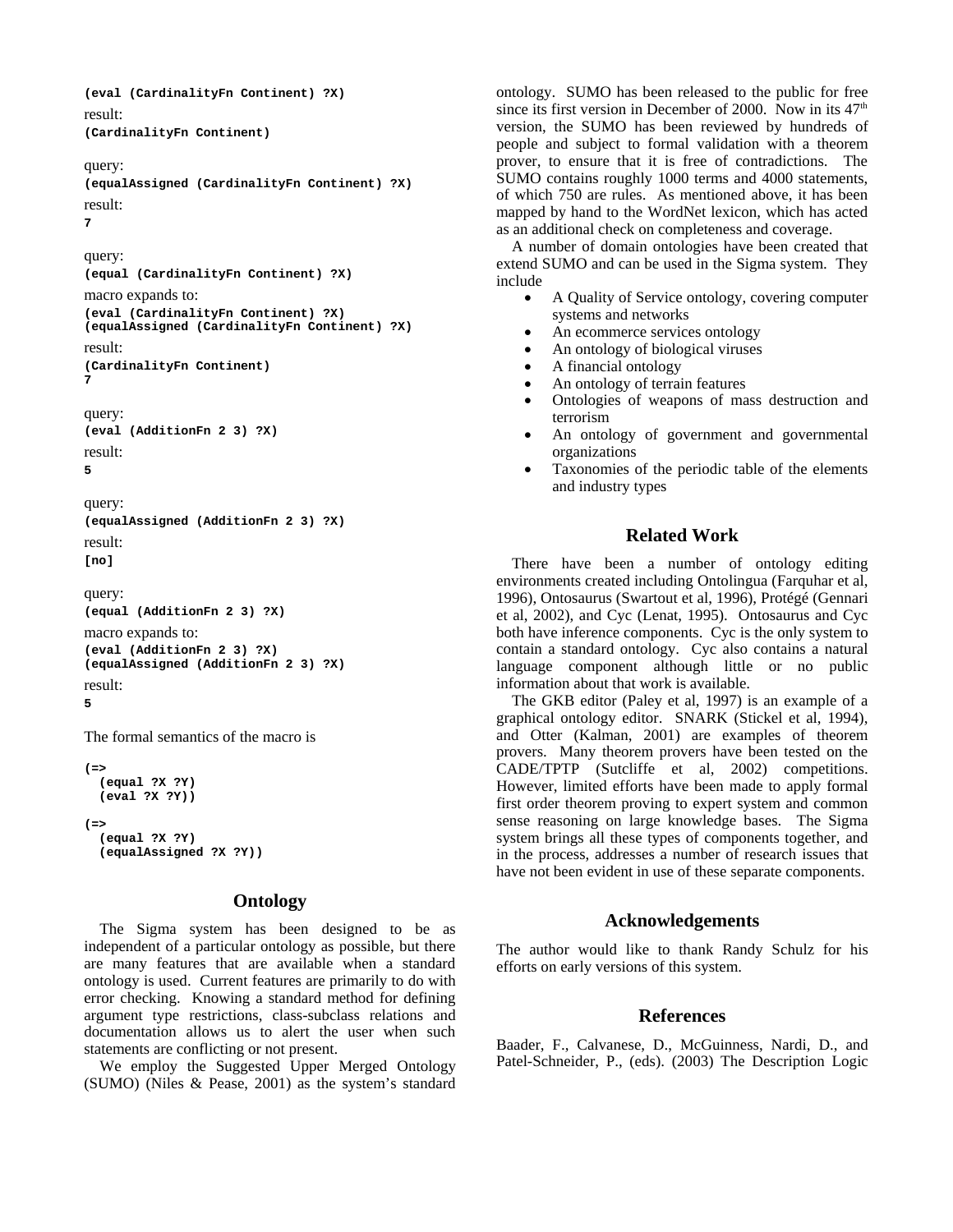```
(eval (CardinalityFn Continent) ?X)
```
result:
```
(CardinalityFn Continent)
```

query:
```
(equalAssigned (CardinalityFn Continent) ?X)
```
result:
```
7
```

query:
```
(equal (CardinalityFn Continent) ?X)
```
macro expands to:
```
(eval (CardinalityFn Continent) ?X)
(equalAssigned (CardinalityFn Continent) ?X)
```
result:
```
(CardinalityFn Continent)
7
```

query:
```
(eval (AdditionFn 2 3) ?X)
```
result:
```
5
```

query:
```
(equalAssigned (AdditionFn 2 3) ?X)
```
result:
```
[no]
```

query:
```
(equal (AdditionFn 2 3) ?X)
```
macro expands to:
```
(eval (AdditionFn 2 3) ?X)
(equalAssigned (AdditionFn 2 3) ?X)
```
result:
```
5
```

The formal semantics of the macro is

```
(=>
  (equal ?X ?Y)
  (eval ?X ?Y))

(=>
  (equal ?X ?Y)
  (equalAssigned ?X ?Y))
```

## Ontology

The Sigma system has been designed to be as independent of a particular ontology as possible, but there are many features that are available when a standard ontology is used. Current features are primarily to do with error checking. Knowing a standard method for defining argument type restrictions, class-subclass relations and documentation allows us to alert the user when such statements are conflicting or not present.

We employ the Suggested Upper Merged Ontology (SUMO) (Niles & Pease, 2001) as the system's standard ontology. SUMO has been released to the public for free since its first version in December of 2000. Now in its 47th version, the SUMO has been reviewed by hundreds of people and subject to formal validation with a theorem prover, to ensure that it is free of contradictions. The SUMO contains roughly 1000 terms and 4000 statements, of which 750 are rules. As mentioned above, it has been mapped by hand to the WordNet lexicon, which has acted as an additional check on completeness and coverage.

A number of domain ontologies have been created that extend SUMO and can be used in the Sigma system. They include

- A Quality of Service ontology, covering computer systems and networks
- An ecommerce services ontology
- An ontology of biological viruses
- A financial ontology
- An ontology of terrain features
- Ontologies of weapons of mass destruction and terrorism
- An ontology of government and governmental organizations
- Taxonomies of the periodic table of the elements and industry types

## Related Work

There have been a number of ontology editing environments created including Ontolingua (Farquhar et al, 1996), Ontosaurus (Swartout et al, 1996), Protégé (Gennari et al, 2002), and Cyc (Lenat, 1995). Ontosaurus and Cyc both have inference components. Cyc is the only system to contain a standard ontology. Cyc also contains a natural language component although little or no public information about that work is available.

The GKB editor (Paley et al, 1997) is an example of a graphical ontology editor. SNARK (Stickel et al, 1994), and Otter (Kalman, 2001) are examples of theorem provers. Many theorem provers have been tested on the CADE/TPTP (Sutcliffe et al, 2002) competitions. However, limited efforts have been made to apply formal first order theorem proving to expert system and common sense reasoning on large knowledge bases. The Sigma system brings all these types of components together, and in the process, addresses a number of research issues that have not been evident in use of these separate components.

## Acknowledgements

The author would like to thank Randy Schulz for his efforts on early versions of this system.

## References

Baader, F., Calvanese, D., McGuinness, Nardi, D., and Patel-Schneider, P., (eds). (2003) The Description Logic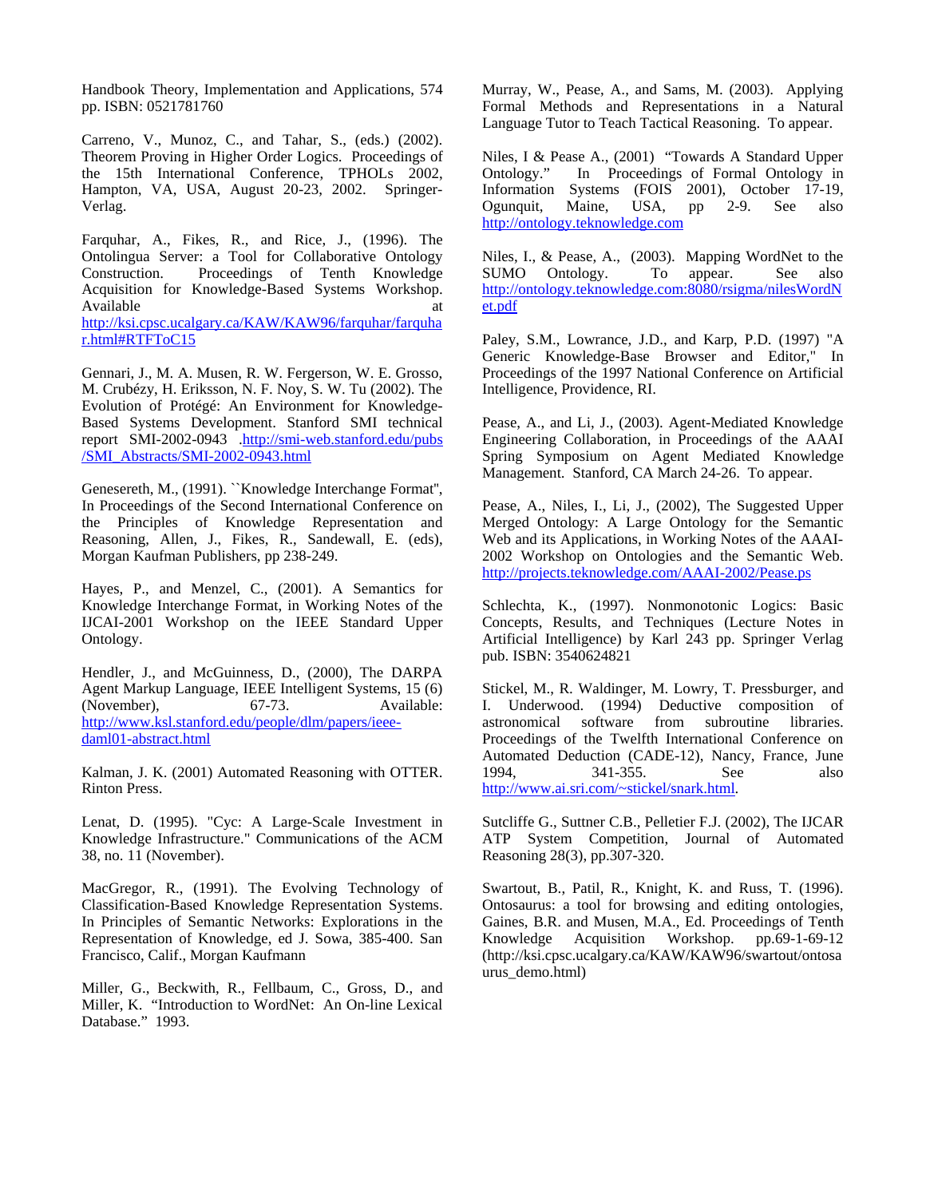Handbook Theory, Implementation and Applications, 574 pp. ISBN: 0521781760

Carreno, V., Munoz, C., and Tahar, S., (eds.) (2002). Theorem Proving in Higher Order Logics. Proceedings of the 15th International Conference, TPHOLs 2002, Hampton, VA, USA, August 20-23, 2002. Springer-Verlag.

Farquhar, A., Fikes, R., and Rice, J., (1996). The Ontolingua Server: a Tool for Collaborative Ontology Construction. Proceedings of Tenth Knowledge Acquisition for Knowledge-Based Systems Workshop. Available at http://ksi.cpsc.ucalgary.ca/KAW/KAW96/farquhar/farquhar.html#RTFToC15

Gennari, J., M. A. Musen, R. W. Fergerson, W. E. Grosso, M. Crubézy, H. Eriksson, N. F. Noy, S. W. Tu (2002). The Evolution of Protégé: An Environment for Knowledge-Based Systems Development. Stanford SMI technical report SMI-2002-0943 .http://smi-web.stanford.edu/pubs/SMI_Abstracts/SMI-2002-0943.html

Genesereth, M., (1991). ``Knowledge Interchange Format'', In Proceedings of the Second International Conference on the Principles of Knowledge Representation and Reasoning, Allen, J., Fikes, R., Sandewall, E. (eds), Morgan Kaufman Publishers, pp 238-249.

Hayes, P., and Menzel, C., (2001). A Semantics for Knowledge Interchange Format, in Working Notes of the IJCAI-2001 Workshop on the IEEE Standard Upper Ontology.

Hendler, J., and McGuinness, D., (2000), The DARPA Agent Markup Language, IEEE Intelligent Systems, 15 (6) (November), 67-73. Available: http://www.ksl.stanford.edu/people/dlm/papers/ieee-daml01-abstract.html

Kalman, J. K. (2001) Automated Reasoning with OTTER. Rinton Press.

Lenat, D. (1995). "Cyc: A Large-Scale Investment in Knowledge Infrastructure." Communications of the ACM 38, no. 11 (November).

MacGregor, R., (1991). The Evolving Technology of Classification-Based Knowledge Representation Systems. In Principles of Semantic Networks: Explorations in the Representation of Knowledge, ed J. Sowa, 385-400. San Francisco, Calif., Morgan Kaufmann

Miller, G., Beckwith, R., Fellbaum, C., Gross, D., and Miller, K. "Introduction to WordNet: An On-line Lexical Database." 1993.

Murray, W., Pease, A., and Sams, M. (2003). Applying Formal Methods and Representations in a Natural Language Tutor to Teach Tactical Reasoning. To appear.

Niles, I & Pease A., (2001) "Towards A Standard Upper Ontology." In Proceedings of Formal Ontology in Information Systems (FOIS 2001), October 17-19, Ogunquit, Maine, USA, pp 2-9. See also http://ontology.teknowledge.com

Niles, I., & Pease, A., (2003). Mapping WordNet to the SUMO Ontology. To appear. See also http://ontology.teknowledge.com:8080/rsigma/nilesWordNet.pdf

Paley, S.M., Lowrance, J.D., and Karp, P.D. (1997) "A Generic Knowledge-Base Browser and Editor," In Proceedings of the 1997 National Conference on Artificial Intelligence, Providence, RI.

Pease, A., and Li, J., (2003). Agent-Mediated Knowledge Engineering Collaboration, in Proceedings of the AAAI Spring Symposium on Agent Mediated Knowledge Management. Stanford, CA March 24-26. To appear.

Pease, A., Niles, I., Li, J., (2002), The Suggested Upper Merged Ontology: A Large Ontology for the Semantic Web and its Applications, in Working Notes of the AAAI-2002 Workshop on Ontologies and the Semantic Web. http://projects.teknowledge.com/AAAI-2002/Pease.ps

Schlechta, K., (1997). Nonmonotonic Logics: Basic Concepts, Results, and Techniques (Lecture Notes in Artificial Intelligence) by Karl 243 pp. Springer Verlag pub. ISBN: 3540624821

Stickel, M., R. Waldinger, M. Lowry, T. Pressburger, and I. Underwood. (1994) Deductive composition of astronomical software from subroutine libraries. Proceedings of the Twelfth International Conference on Automated Deduction (CADE-12), Nancy, France, June 1994, 341-355. See also http://www.ai.sri.com/~stickel/snark.html.

Sutcliffe G., Suttner C.B., Pelletier F.J. (2002), The IJCAR ATP System Competition, Journal of Automated Reasoning 28(3), pp.307-320.

Swartout, B., Patil, R., Knight, K. and Russ, T. (1996). Ontosaurus: a tool for browsing and editing ontologies, Gaines, B.R. and Musen, M.A., Ed. Proceedings of Tenth Knowledge Acquisition Workshop. pp.69-1-69-12 (http://ksi.cpsc.ucalgary.ca/KAW/KAW96/swartout/ontosaurus_demo.html)